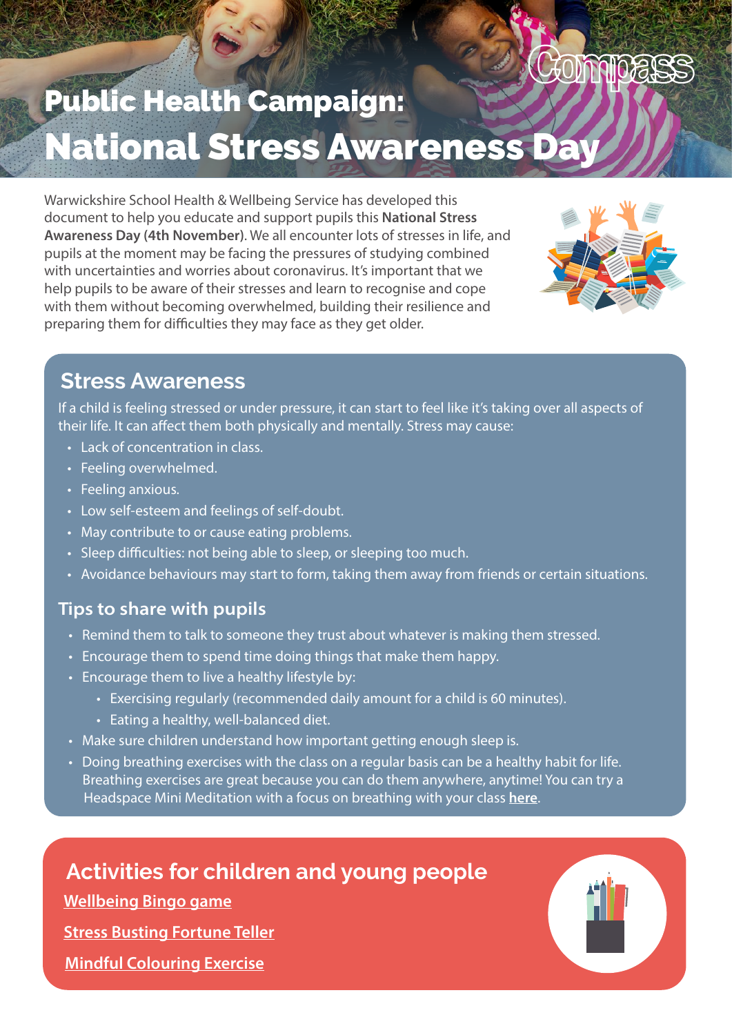# Public Health Campaign: National Stress Awareness Day

Warwickshire School Health & Wellbeing Service has developed this document to help you educate and support pupils this **National Stress Awareness Day (4th November)**. We all encounter lots of stresses in life, and pupils at the moment may be facing the pressures of studying combined with uncertainties and worries about coronavirus. It's important that we help pupils to be aware of their stresses and learn to recognise and cope with them without becoming overwhelmed, building their resilience and preparing them for difficulties they may face as they get older.

## Stress Awareness

If a child is feeling stressed or under pressure, it can start to feel like it's taking over all aspects of their life. It can affect them both physically and mentally. Stress may cause:

- Lack of concentration in class.
- Feeling overwhelmed.
- Feeling anxious.
- Low self-esteem and feelings of self-doubt.
- May contribute to or cause eating problems.
- Sleep difficulties: not being able to sleep, or sleeping too much.
- Avoidance behaviours may start to form, taking them away from friends or certain situations.

### Tips to share with pupils

- Remind them to talk to someone they trust about whatever is making them stressed.
- Encourage them to spend time doing things that make them happy.
- Encourage them to live a healthy lifestyle by:
  - Exercising regularly (recommended daily amount for a child is 60 minutes).
  - Eating a healthy, well-balanced diet.
- Make sure children understand how important getting enough sleep is.
- Doing breathing exercises with the class on a regular basis can be a healthy habit for life. Breathing exercises are great because you can do them anywhere, anytime! You can try a Headspace Mini Meditation with a focus on breathing with your class **here**.

## Activities for children and young people

**Wellbeing Bingo game**

**Stress Busting Fortune Teller**

**Mindful Colouring Exercise**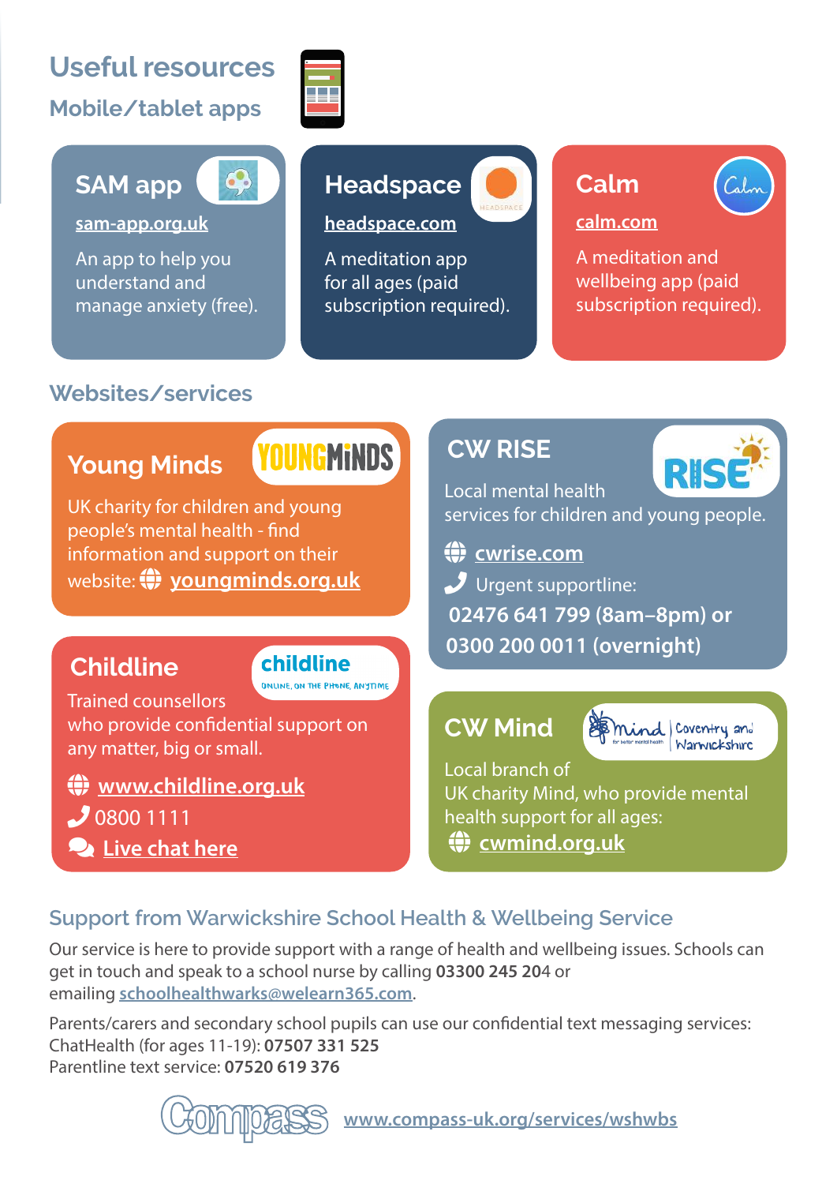# Useful resources

## Mobile/tablet apps

### SAM app

sam-app.org.uk

An app to help you understand and manage anxiety (free).

### Headspace

headspace.com

A meditation app for all ages (paid subscription required).

### Calm

calm.com

A meditation and wellbeing app (paid subscription required).

## Websites/services

### Young Minds

UK charity for children and young people's mental health - find information and support on their website: youngminds.org.uk

### CW RISE

Local mental health services for children and young people.

cwrise.com

Urgent supportline:

**02476 641 799 (8am–8pm) or 0300 200 0011 (overnight)**

### Childline

ONLINE, ON THE PHONE, ANYTIME

Trained counsellors who provide confidential support on any matter, big or small.

www.childline.org.uk

0800 1111

Live chat here

### CW Mind

Local branch of UK charity Mind, who provide mental health support for all ages:

cwmind.org.uk

## Support from Warwickshire School Health & Wellbeing Service

Our service is here to provide support with a range of health and wellbeing issues. Schools can get in touch and speak to a school nurse by calling **03300 245 204** or emailing schoolhealthwarks@welearn365.com.

Parents/carers and secondary school pupils can use our confidential text messaging services:
ChatHealth (for ages 11-19): **07507 331 525**
Parentline text service: **07520 619 376**

Compass www.compass-uk.org/services/wshwbs